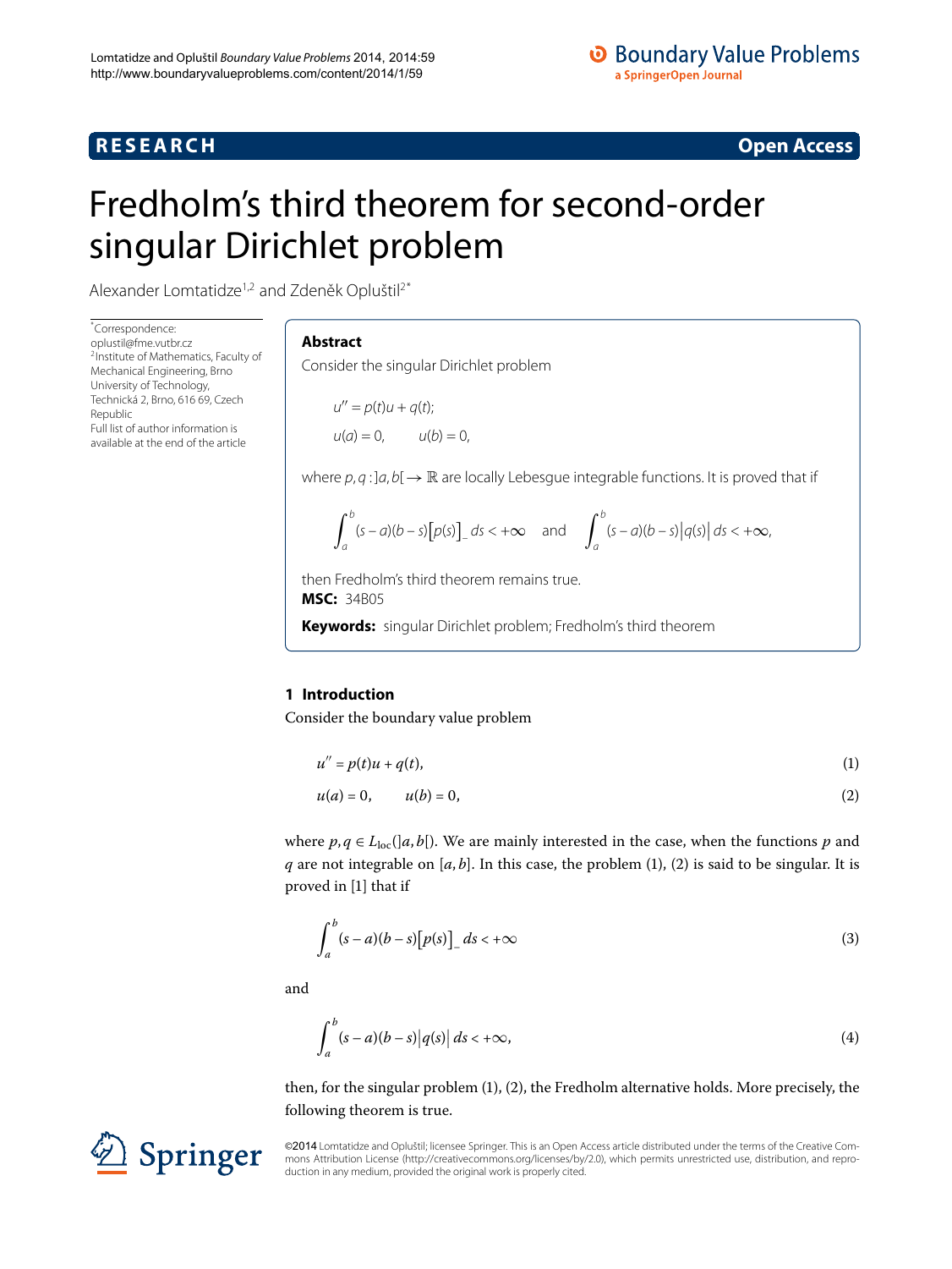# Fredholm's third theorem for second-order singular Dirichlet problem

Alexander Lomtatidze[1,2] and Zdeněk Opluštil[2*]

*Correspondence: oplustil@fme.vutbr.cz
[2]Institute of Mathematics, Faculty of Mechanical Engineering, Brno University of Technology, Technická 2, Brno, 616 69, Czech Republic
Full list of author information is available at the end of the article

## Abstract

Consider the singular Dirichlet problem

$$u'' = p(t)u + q(t);$$

$$u(a) = 0, \qquad u(b) = 0,$$

where $p, q : ]a,b[ \to \mathbb{R}$ are locally Lebesgue integrable functions. It is proved that if

$$\int_a^b (s-a)(b-s)\big[p(s)\big]_- \, ds < +\infty \quad \text{and} \quad \int_a^b (s-a)(b-s)\big|q(s)\big| \, ds < +\infty,$$

then Fredholm's third theorem remains true.

**MSC:** 34B05

**Keywords:** singular Dirichlet problem; Fredholm's third theorem

## 1 Introduction

Consider the boundary value problem

$$u'' = p(t)u + q(t), \tag{1}$$

$$u(a) = 0, \qquad u(b) = 0, \tag{2}$$

where $p, q \in L_{\text{loc}}(]a,b[)$. We are mainly interested in the case, when the functions $p$ and $q$ are not integrable on $[a,b]$. In this case, the problem (1), (2) is said to be singular. It is proved in [1] that if

$$\int_a^b (s-a)(b-s)\big[p(s)\big]_- \, ds < +\infty \tag{3}$$

and

$$\int_a^b (s-a)(b-s)\big|q(s)\big| \, ds < +\infty, \tag{4}$$

then, for the singular problem (1), (2), the Fredholm alternative holds. More precisely, the following theorem is true.

©2014 Lomtatidze and Opluštil; licensee Springer. This is an Open Access article distributed under the terms of the Creative Commons Attribution License (http://creativecommons.org/licenses/by/2.0), which permits unrestricted use, distribution, and reproduction in any medium, provided the original work is properly cited.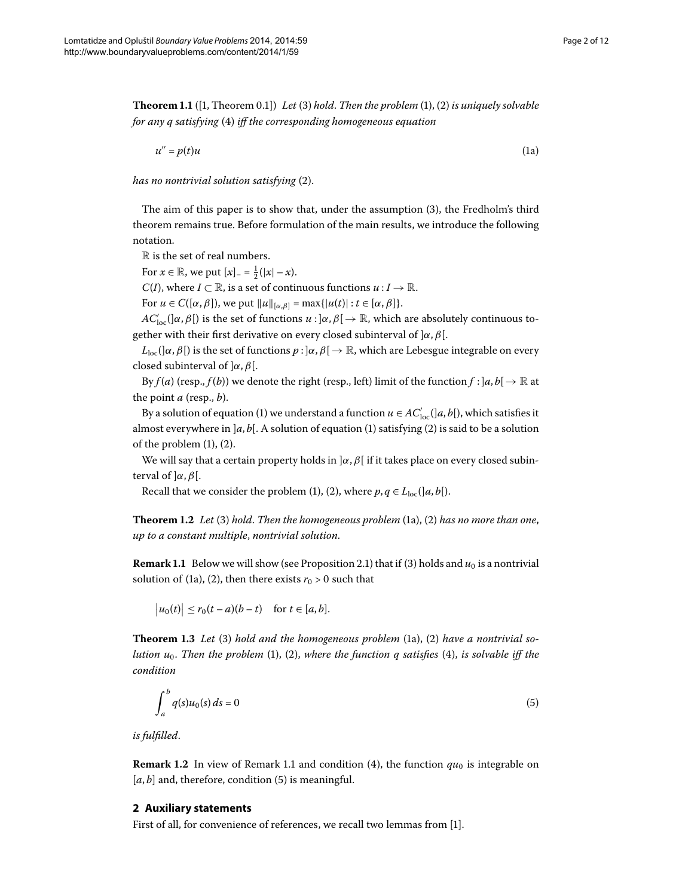**Theorem 1.1** ([1, Theorem 0.1]) *Let* (3) *hold*. *Then the problem* (1), (2) *is uniquely solvable for any q satisfying* (4) *iff the corresponding homogeneous equation*

$$u'' = p(t)u \tag{1a}$$

*has no nontrivial solution satisfying* (2).

The aim of this paper is to show that, under the assumption (3), the Fredholm's third theorem remains true. Before formulation of the main results, we introduce the following notation.

$\mathbb{R}$ is the set of real numbers.

For $x \in \mathbb{R}$, we put $[x]_- = \frac{1}{2}(|x| - x)$.

$C(I)$, where $I \subset \mathbb{R}$, is a set of continuous functions $u : I \to \mathbb{R}$.

For $u \in C([\alpha, \beta])$, we put $\|u\|_{[\alpha,\beta]} = \max\{|u(t)| : t \in [\alpha, \beta]\}$.

$AC'_{\text{loc}}(]\alpha, \beta[)$ is the set of functions $u : ]\alpha, \beta[ \to \mathbb{R}$, which are absolutely continuous together with their first derivative on every closed subinterval of $]\alpha, \beta[$.

$L_{\text{loc}}(]\alpha, \beta[)$ is the set of functions $p : ]\alpha, \beta[ \to \mathbb{R}$, which are Lebesgue integrable on every closed subinterval of $]\alpha, \beta[$.

By $f(a)$ (resp., $f(b)$) we denote the right (resp., left) limit of the function $f : ]a, b[ \to \mathbb{R}$ at the point $a$ (resp., $b$).

By a solution of equation (1) we understand a function $u \in AC'_{\text{loc}}(]a, b[)$, which satisfies it almost everywhere in $]a, b[$. A solution of equation (1) satisfying (2) is said to be a solution of the problem (1), (2).

We will say that a certain property holds in $]\alpha, \beta[$ if it takes place on every closed subinterval of $]\alpha, \beta[$.

Recall that we consider the problem (1), (2), where $p, q \in L_{\text{loc}}(]a, b[)$.

**Theorem 1.2** *Let* (3) *hold*. *Then the homogeneous problem* (1a), (2) *has no more than one*, *up to a constant multiple*, *nontrivial solution*.

**Remark 1.1** Below we will show (see Proposition 2.1) that if (3) holds and $u_0$ is a nontrivial solution of (1a), (2), then there exists $r_0 > 0$ such that

$$|u_0(t)| \le r_0(t - a)(b - t) \quad \text{for } t \in [a, b].$$

**Theorem 1.3** *Let* (3) *hold and the homogeneous problem* (1a), (2) *have a nontrivial solution* $u_0$. *Then the problem* (1), (2), *where the function q satisfies* (4), *is solvable iff the condition*

$$\int_a^b q(s)u_0(s)\, ds = 0 \tag{5}$$

*is fulfilled*.

**Remark 1.2** In view of Remark 1.1 and condition (4), the function $qu_0$ is integrable on $[a, b]$ and, therefore, condition (5) is meaningful.

## 2 Auxiliary statements

First of all, for convenience of references, we recall two lemmas from [1].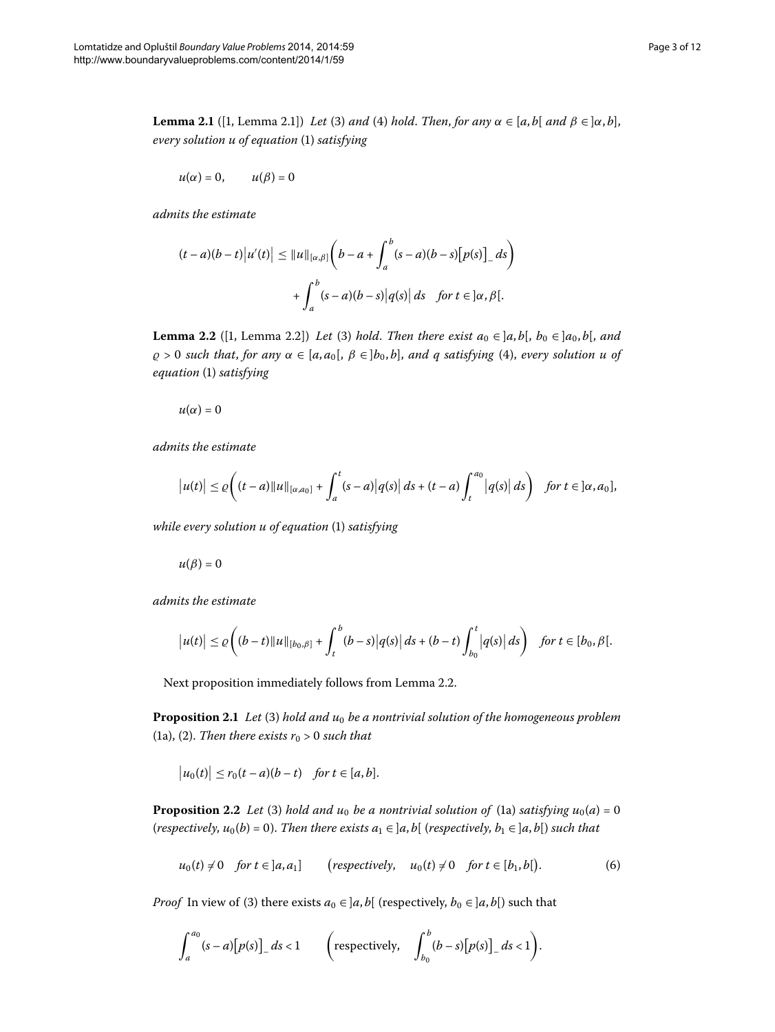**Lemma 2.1** ([1, Lemma 2.1]) *Let* (3) *and* (4) *hold. Then, for any* $\alpha \in [a,b[$ *and* $\beta \in ]\alpha,b]$, *every solution* $u$ *of equation* (1) *satisfying*

$$u(\alpha) = 0, \qquad u(\beta) = 0$$

*admits the estimate*

$$(t-a)(b-t)\left|u'(t)\right| \le \|u\|_{[\alpha,\beta]}\left(b-a+\int_a^b (s-a)(b-s)\big[p(s)\big]_-\,ds\right) + \int_a^b (s-a)(b-s)\left|q(s)\right|ds \quad \text{for } t \in ]\alpha,\beta[.$$

**Lemma 2.2** ([1, Lemma 2.2]) *Let* (3) *hold. Then there exist* $a_0 \in ]a,b[$, $b_0 \in ]a_0,b[$, *and* $\varrho > 0$ *such that, for any* $\alpha \in [a,a_0[$, $\beta \in ]b_0,b]$, *and* $q$ *satisfying* (4), *every solution* $u$ *of equation* (1) *satisfying*

$$u(\alpha) = 0$$

*admits the estimate*

$$\left|u(t)\right| \le \varrho\left((t-a)\|u\|_{[\alpha,a_0]} + \int_a^t (s-a)\left|q(s)\right|ds + (t-a)\int_t^{a_0}\left|q(s)\right|ds\right) \quad \text{for } t \in ]\alpha,a_0],$$

*while every solution* $u$ *of equation* (1) *satisfying*

$$u(\beta) = 0$$

*admits the estimate*

$$\left|u(t)\right| \le \varrho\left((b-t)\|u\|_{[b_0,\beta]} + \int_t^b (b-s)\left|q(s)\right|ds + (b-t)\int_{b_0}^t\left|q(s)\right|ds\right) \quad \text{for } t \in [b_0,\beta[.$$

Next proposition immediately follows from Lemma 2.2.

**Proposition 2.1** *Let* (3) *hold and* $u_0$ *be a nontrivial solution of the homogeneous problem* (1a), (2). *Then there exists* $r_0 > 0$ *such that*

$$\left|u_0(t)\right| \le r_0(t-a)(b-t) \quad \text{for } t \in [a,b].$$

**Proposition 2.2** *Let* (3) *hold and* $u_0$ *be a nontrivial solution of* (1a) *satisfying* $u_0(a) = 0$ (*respectively,* $u_0(b) = 0$). *Then there exists* $a_1 \in ]a,b[$ (*respectively,* $b_1 \in ]a,b[$) *such that*

$$u_0(t) \ne 0 \quad \text{for } t \in ]a,a_1] \qquad \big(\textit{respectively,} \quad u_0(t) \ne 0 \quad \text{for } t \in [b_1,b[\big). \tag{6}$$

*Proof* In view of (3) there exists $a_0 \in ]a,b[$ (respectively, $b_0 \in ]a,b[$) such that

$$\int_a^{a_0} (s-a)\big[p(s)\big]_-\,ds < 1 \qquad \left(\text{respectively,} \quad \int_{b_0}^b (b-s)\big[p(s)\big]_-\,ds < 1\right).$$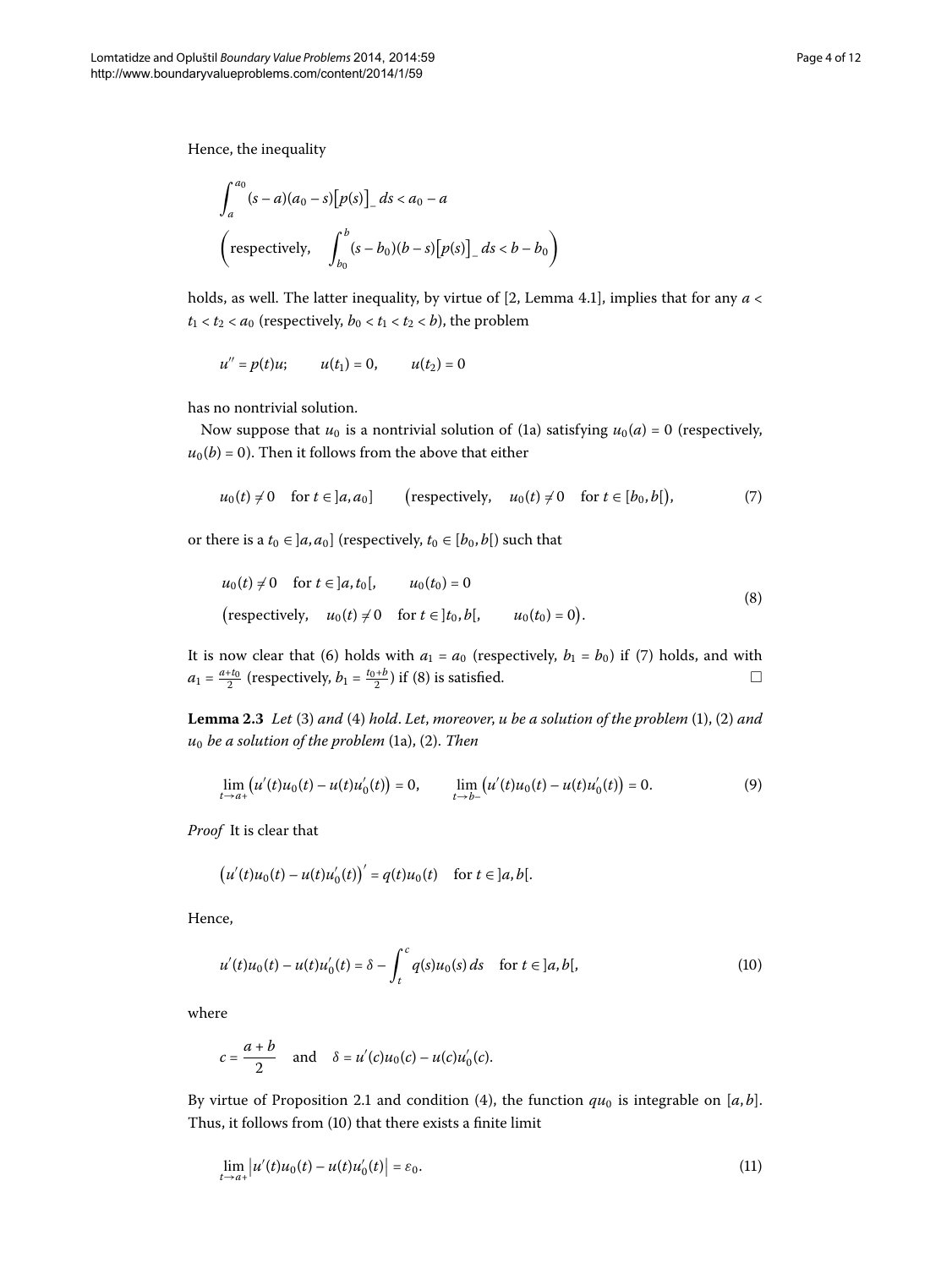Hence, the inequality

$$\int_a^{a_0} (s-a)(a_0-s)\big[p(s)\big]_- \, ds < a_0 - a$$

$$\left(\text{respectively,} \quad \int_{b_0}^{b} (s-b_0)(b-s)\big[p(s)\big]_- \, ds < b - b_0\right)$$

holds, as well. The latter inequality, by virtue of [2, Lemma 4.1], implies that for any $a < t_1 < t_2 < a_0$ (respectively, $b_0 < t_1 < t_2 < b$), the problem

$$u'' = p(t)u; \qquad u(t_1) = 0, \qquad u(t_2) = 0$$

has no nontrivial solution.

Now suppose that $u_0$ is a nontrivial solution of (1a) satisfying $u_0(a) = 0$ (respectively, $u_0(b) = 0$). Then it follows from the above that either

$$u_0(t) \neq 0 \quad \text{for } t \in \,]a, a_0] \qquad \big(\text{respectively,} \quad u_0(t) \neq 0 \quad \text{for } t \in [b_0, b[\big), \tag{7}$$

or there is a $t_0 \in \,]a, a_0]$ (respectively, $t_0 \in [b_0, b[$) such that

$$\begin{aligned} &u_0(t) \neq 0 \quad \text{for } t \in \,]a, t_0[, \qquad u_0(t_0) = 0 \\ &\big(\text{respectively,} \quad u_0(t) \neq 0 \quad \text{for } t \in \,]t_0, b[, \qquad u_0(t_0) = 0\big). \end{aligned} \tag{8}$$

It is now clear that (6) holds with $a_1 = a_0$ (respectively, $b_1 = b_0$) if (7) holds, and with $a_1 = \frac{a+t_0}{2}$ (respectively, $b_1 = \frac{t_0+b}{2}$) if (8) is satisfied. □

**Lemma 2.3** *Let* (3) *and* (4) *hold. Let, moreover, u be a solution of the problem* (1), (2) *and* $u_0$ *be a solution of the problem* (1a), (2). *Then*

$$\lim_{t \to a+} \big(u'(t)u_0(t) - u(t)u_0'(t)\big) = 0, \qquad \lim_{t \to b-} \big(u'(t)u_0(t) - u(t)u_0'(t)\big) = 0. \tag{9}$$

*Proof* It is clear that

$$\big(u'(t)u_0(t) - u(t)u_0'(t)\big)' = q(t)u_0(t) \quad \text{for } t \in \,]a, b[.$$

Hence,

$$u'(t)u_0(t) - u(t)u_0'(t) = \delta - \int_t^c q(s)u_0(s)\, ds \quad \text{for } t \in \,]a, b[, \tag{10}$$

where

$$c = \frac{a+b}{2} \quad \text{and} \quad \delta = u'(c)u_0(c) - u(c)u_0'(c).$$

By virtue of Proposition 2.1 and condition (4), the function $qu_0$ is integrable on $[a, b]$. Thus, it follows from (10) that there exists a finite limit

$$\lim_{t \to a+} \big|u'(t)u_0(t) - u(t)u_0'(t)\big| = \varepsilon_0. \tag{11}$$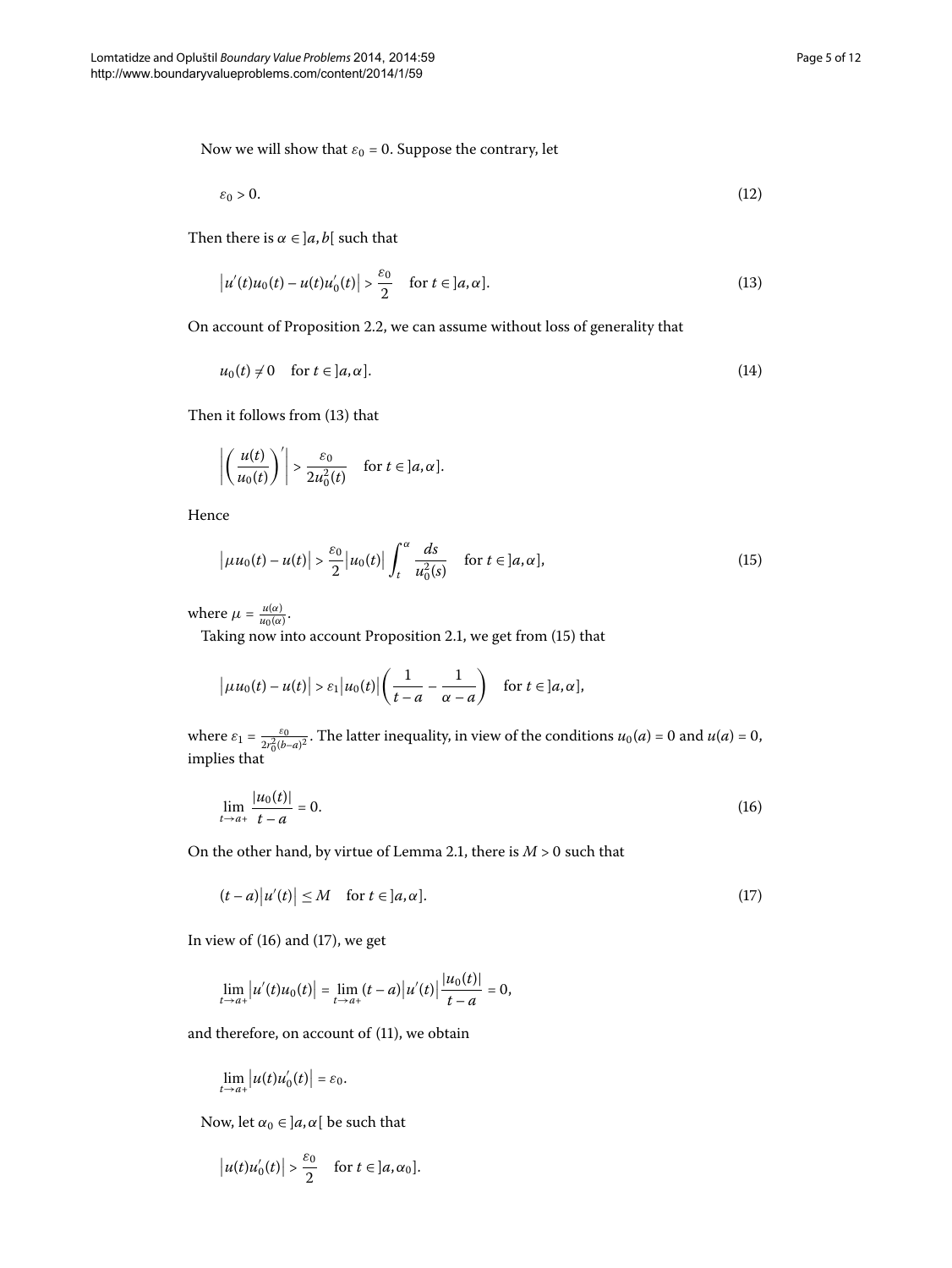Now we will show that $\varepsilon_0 = 0$. Suppose the contrary, let

$$\varepsilon_0 > 0. \tag{12}$$

Then there is $\alpha \in ]a, b[$ such that

$$\left|u'(t)u_0(t) - u(t)u_0'(t)\right| > \frac{\varepsilon_0}{2} \quad \text{for } t \in ]a, \alpha]. \tag{13}$$

On account of Proposition 2.2, we can assume without loss of generality that

$$u_0(t) \neq 0 \quad \text{for } t \in ]a, \alpha]. \tag{14}$$

Then it follows from (13) that

$$\left|\left(\frac{u(t)}{u_0(t)}\right)'\right| > \frac{\varepsilon_0}{2u_0^2(t)} \quad \text{for } t \in ]a, \alpha].$$

Hence

$$\left|\mu u_0(t) - u(t)\right| > \frac{\varepsilon_0}{2}\left|u_0(t)\right| \int_t^\alpha \frac{ds}{u_0^2(s)} \quad \text{for } t \in ]a, \alpha], \tag{15}$$

where $\mu = \frac{u(\alpha)}{u_0(\alpha)}$.

Taking now into account Proposition 2.1, we get from (15) that

$$\left|\mu u_0(t) - u(t)\right| > \varepsilon_1\left|u_0(t)\right|\left(\frac{1}{t-a} - \frac{1}{\alpha - a}\right) \quad \text{for } t \in ]a, \alpha],$$

where $\varepsilon_1 = \frac{\varepsilon_0}{2r_0^2(b-a)^2}$. The latter inequality, in view of the conditions $u_0(a) = 0$ and $u(a) = 0$, implies that

$$\lim_{t \to a+} \frac{|u_0(t)|}{t-a} = 0. \tag{16}$$

On the other hand, by virtue of Lemma 2.1, there is $M > 0$ such that

$$(t-a)\left|u'(t)\right| \leq M \quad \text{for } t \in ]a, \alpha]. \tag{17}$$

In view of (16) and (17), we get

$$\lim_{t \to a+}\left|u'(t)u_0(t)\right| = \lim_{t \to a+}(t-a)\left|u'(t)\right|\frac{|u_0(t)|}{t-a} = 0,$$

and therefore, on account of (11), we obtain

$$\lim_{t \to a+}\left|u(t)u_0'(t)\right| = \varepsilon_0.$$

Now, let $\alpha_0 \in ]a, \alpha[$ be such that

$$\left|u(t)u_0'(t)\right| > \frac{\varepsilon_0}{2} \quad \text{for } t \in ]a, \alpha_0].$$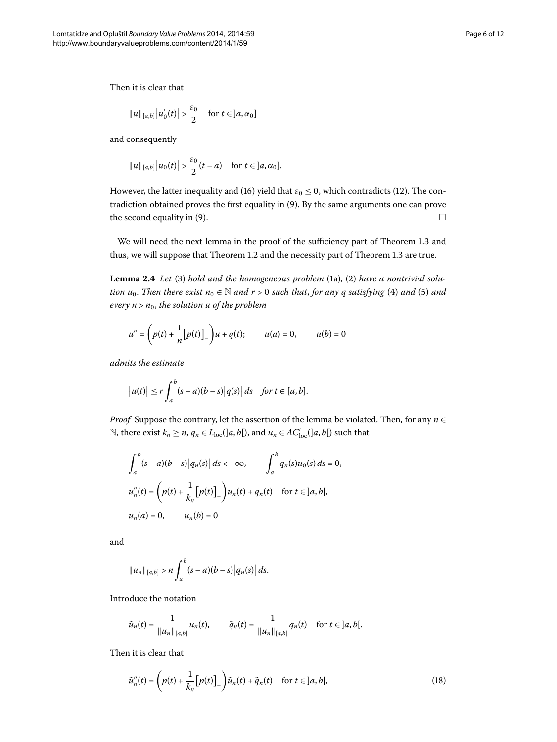Then it is clear that

$$\|u\|_{[a,b]}\big|u_0'(t)\big| > \frac{\varepsilon_0}{2} \quad \text{for } t \in ]a,\alpha_0]$$

and consequently

$$\|u\|_{[a,b]}\big|u_0(t)\big| > \frac{\varepsilon_0}{2}(t-a) \quad \text{for } t \in ]a,\alpha_0].$$

However, the latter inequality and (16) yield that $\varepsilon_0 \le 0$, which contradicts (12). The contradiction obtained proves the first equality in (9). By the same arguments one can prove the second equality in (9). □

We will need the next lemma in the proof of the sufficiency part of Theorem 1.3 and thus, we will suppose that Theorem 1.2 and the necessity part of Theorem 1.3 are true.

**Lemma 2.4** *Let* (3) *hold and the homogeneous problem* (1a), (2) *have a nontrivial solution* $u_0$. *Then there exist* $n_0 \in \mathbb{N}$ *and* $r > 0$ *such that, for any* $q$ *satisfying* (4) *and* (5) *and every* $n > n_0$, *the solution* $u$ *of the problem*

$$u'' = \left(p(t) + \frac{1}{n}\big[p(t)\big]_-\right)u + q(t); \qquad u(a) = 0, \qquad u(b) = 0$$

*admits the estimate*

$$\big|u(t)\big| \le r\int_a^b (s-a)(b-s)\big|q(s)\big|\,ds \quad \text{for } t \in [a,b].$$

*Proof* Suppose the contrary, let the assertion of the lemma be violated. Then, for any $n \in \mathbb{N}$, there exist $k_n \ge n$, $q_n \in L_{\mathrm{loc}}(]a,b[)$, and $u_n \in AC'_{\mathrm{loc}}(]a,b[)$ such that

$$\int_a^b (s-a)(b-s)\big|q_n(s)\big|\,ds < +\infty, \qquad \int_a^b q_n(s)u_0(s)\,ds = 0,$$

$$u_n''(t) = \left(p(t) + \frac{1}{k_n}\big[p(t)\big]_-\right)u_n(t) + q_n(t) \quad \text{for } t \in ]a,b[,$$

$$u_n(a) = 0, \qquad u_n(b) = 0$$

and

$$\|u_n\|_{[a,b]} > n\int_a^b (s-a)(b-s)\big|q_n(s)\big|\,ds.$$

Introduce the notation

$$\tilde{u}_n(t) = \frac{1}{\|u_n\|_{[a,b]}}u_n(t), \qquad \tilde{q}_n(t) = \frac{1}{\|u_n\|_{[a,b]}}q_n(t) \quad \text{for } t \in ]a,b[.$$

Then it is clear that

$$\tilde{u}_n''(t) = \left(p(t) + \frac{1}{k_n}\big[p(t)\big]_-\right)\tilde{u}_n(t) + \tilde{q}_n(t) \quad \text{for } t \in ]a,b[, \tag{18}$$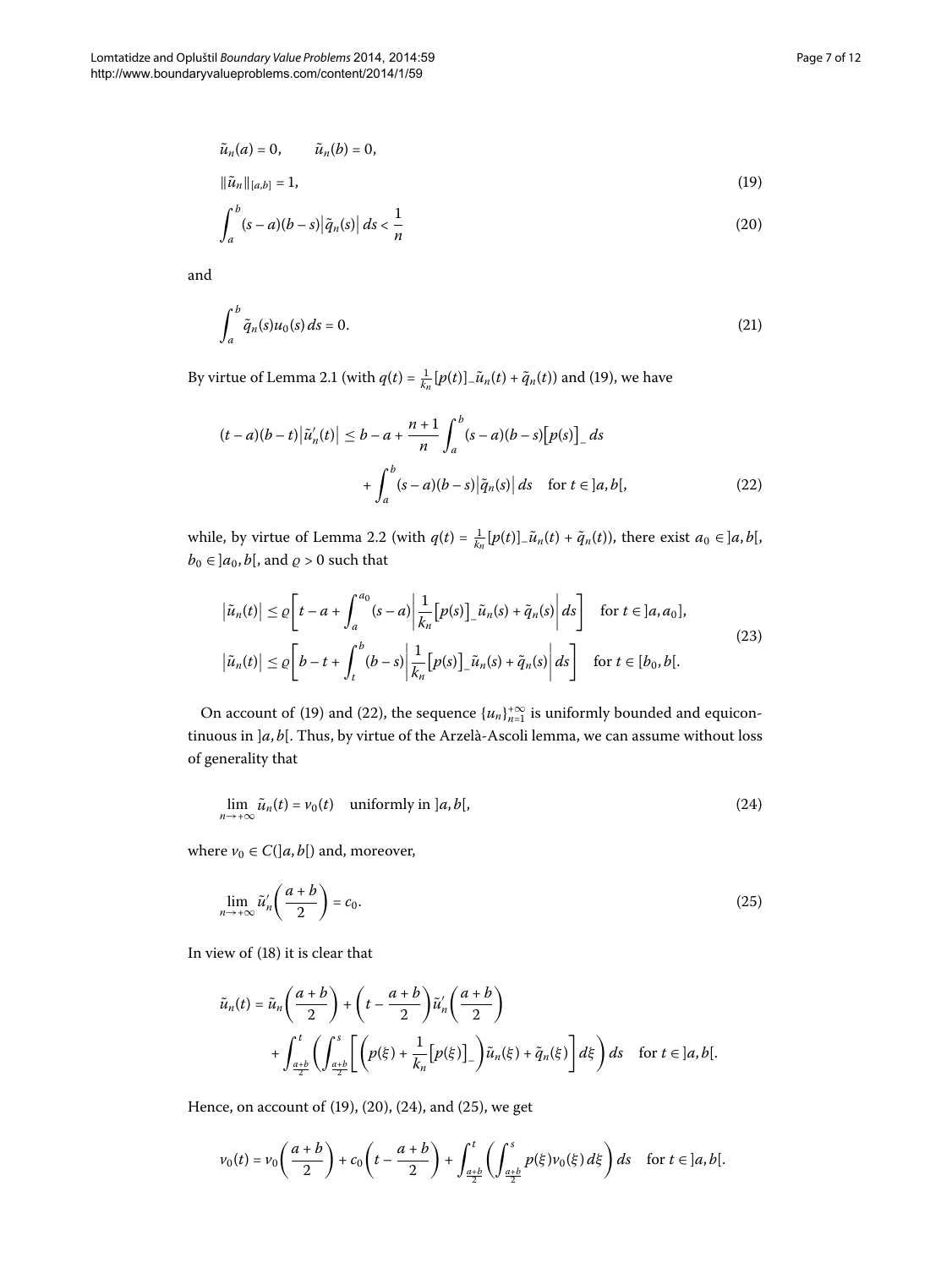$$\tilde{u}_n(a) = 0, \qquad \tilde{u}_n(b) = 0,$$

$$\|\tilde{u}_n\|_{[a,b]} = 1, \tag{19}$$

$$\int_a^b (s-a)(b-s)\big|\tilde{q}_n(s)\big|\,ds < \frac{1}{n} \tag{20}$$

and

$$\int_a^b \tilde{q}_n(s)u_0(s)\,ds = 0. \tag{21}$$

By virtue of Lemma 2.1 (with $q(t) = \frac{1}{k_n}[p(t)]_-\tilde{u}_n(t) + \tilde{q}_n(t)$) and (19), we have

$$(t-a)(b-t)\big|\tilde{u}_n'(t)\big| \le b - a + \frac{n+1}{n}\int_a^b (s-a)(b-s)\big[p(s)\big]_-\,ds + \int_a^b (s-a)(b-s)\big|\tilde{q}_n(s)\big|\,ds \quad \text{for } t \in\, ]a,b[, \tag{22}$$

while, by virtue of Lemma 2.2 (with $q(t) = \frac{1}{k_n}[p(t)]_-\tilde{u}_n(t) + \tilde{q}_n(t)$), there exist $a_0 \in\, ]a,b[$, $b_0 \in\, ]a_0,b[$, and $\varrho > 0$ such that

$$\begin{aligned}
\big|\tilde{u}_n(t)\big| &\le \varrho\left[t - a + \int_a^{a_0} (s-a)\left|\frac{1}{k_n}\big[p(s)\big]_-\tilde{u}_n(s) + \tilde{q}_n(s)\right|ds\right] \quad \text{for } t \in\, ]a,a_0], \\
\big|\tilde{u}_n(t)\big| &\le \varrho\left[b - t + \int_t^b (b-s)\left|\frac{1}{k_n}\big[p(s)\big]_-\tilde{u}_n(s) + \tilde{q}_n(s)\right|ds\right] \quad \text{for } t \in [b_0,b[.
\end{aligned} \tag{23}$$

On account of (19) and (22), the sequence $\{u_n\}_{n=1}^{+\infty}$ is uniformly bounded and equicontinuous in $]a,b[$. Thus, by virtue of the Arzelà-Ascoli lemma, we can assume without loss of generality that

$$\lim_{n\to+\infty} \tilde{u}_n(t) = v_0(t) \quad \text{uniformly in } ]a,b[, \tag{24}$$

where $v_0 \in C(]a,b[)$ and, moreover,

$$\lim_{n\to+\infty} \tilde{u}_n'\left(\frac{a+b}{2}\right) = c_0. \tag{25}$$

In view of (18) it is clear that

$$\tilde{u}_n(t) = \tilde{u}_n\left(\frac{a+b}{2}\right) + \left(t - \frac{a+b}{2}\right)\tilde{u}_n'\left(\frac{a+b}{2}\right) + \int_{\frac{a+b}{2}}^t \left(\int_{\frac{a+b}{2}}^s \left[\left(p(\xi) + \frac{1}{k_n}\big[p(\xi)\big]_-\right)\tilde{u}_n(\xi) + \tilde{q}_n(\xi)\right]d\xi\right)ds \quad \text{for } t \in\, ]a,b[.$$

Hence, on account of (19), (20), (24), and (25), we get

$$v_0(t) = v_0\left(\frac{a+b}{2}\right) + c_0\left(t - \frac{a+b}{2}\right) + \int_{\frac{a+b}{2}}^t \left(\int_{\frac{a+b}{2}}^s p(\xi)v_0(\xi)\,d\xi\right)ds \quad \text{for } t \in\, ]a,b[.$$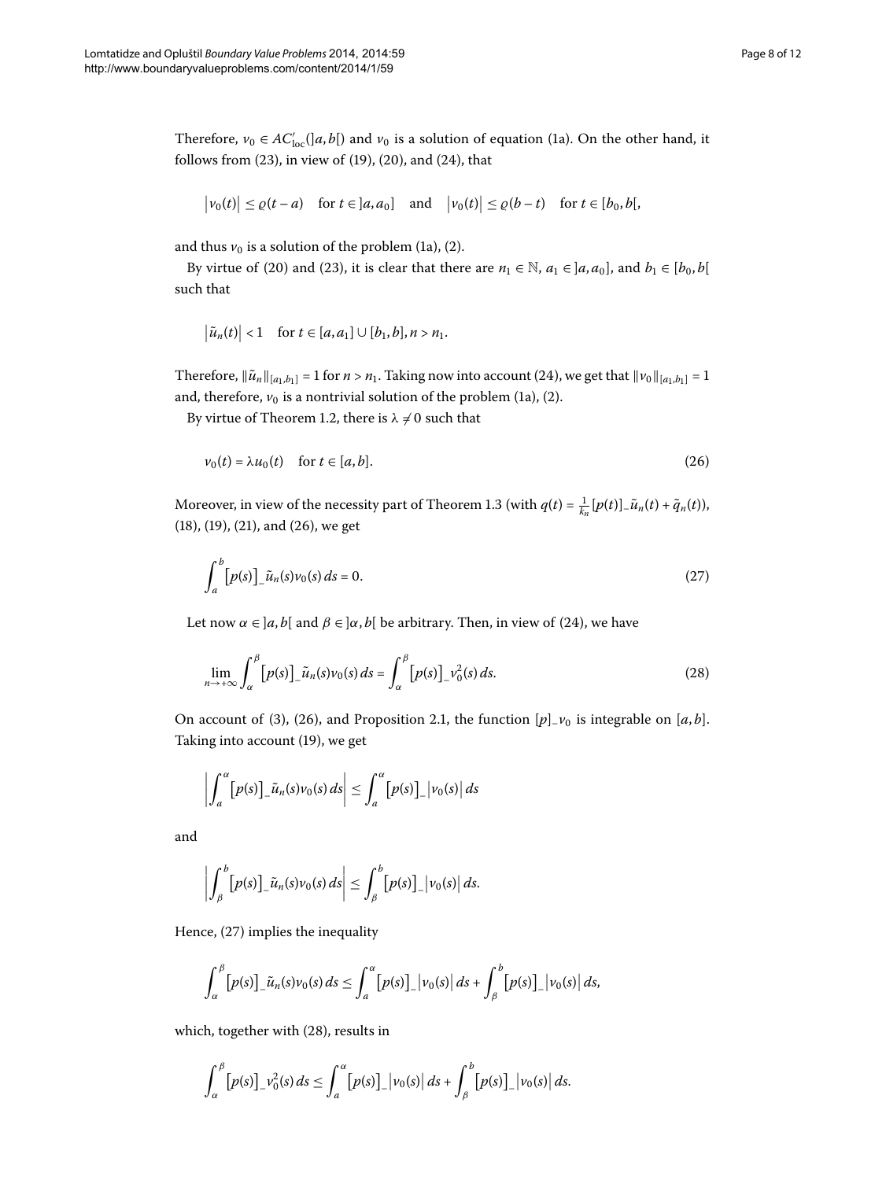Therefore, $v_0 \in AC'_{\mathrm{loc}}(]a,b[)$ and $v_0$ is a solution of equation (1a). On the other hand, it follows from (23), in view of (19), (20), and (24), that

$$\left|v_0(t)\right| \le \varrho(t-a) \quad \text{for } t \in ]a,a_0] \quad \text{and} \quad \left|v_0(t)\right| \le \varrho(b-t) \quad \text{for } t \in [b_0,b[,$$

and thus $v_0$ is a solution of the problem (1a), (2).

By virtue of (20) and (23), it is clear that there are $n_1 \in \mathbb{N}$, $a_1 \in ]a,a_0]$, and $b_1 \in [b_0,b[$ such that

$$\left|\tilde{u}_n(t)\right| < 1 \quad \text{for } t \in [a,a_1] \cup [b_1,b], n > n_1.$$

Therefore, $\|\tilde{u}_n\|_{[a_1,b_1]} = 1$ for $n > n_1$. Taking now into account (24), we get that $\|v_0\|_{[a_1,b_1]} = 1$ and, therefore, $v_0$ is a nontrivial solution of the problem (1a), (2).

By virtue of Theorem 1.2, there is $\lambda \neq 0$ such that

$$v_0(t) = \lambda u_0(t) \quad \text{for } t \in [a,b]. \tag{26}$$

Moreover, in view of the necessity part of Theorem 1.3 (with $q(t) = \frac{1}{k_n}[p(t)]_-\tilde{u}_n(t) + \tilde{q}_n(t)$), (18), (19), (21), and (26), we get

$$\int_a^b \left[p(s)\right]_- \tilde{u}_n(s) v_0(s)\, ds = 0. \tag{27}$$

Let now $\alpha \in ]a,b[$ and $\beta \in ]\alpha,b[$ be arbitrary. Then, in view of (24), we have

$$\lim_{n\to+\infty} \int_\alpha^\beta \left[p(s)\right]_- \tilde{u}_n(s) v_0(s)\, ds = \int_\alpha^\beta \left[p(s)\right]_- v_0^2(s)\, ds. \tag{28}$$

On account of (3), (26), and Proposition 2.1, the function $[p]_- v_0$ is integrable on $[a,b]$. Taking into account (19), we get

$$\left|\int_a^\alpha \left[p(s)\right]_- \tilde{u}_n(s) v_0(s)\, ds\right| \le \int_a^\alpha \left[p(s)\right]_- \left|v_0(s)\right| ds$$

and

$$\left|\int_\beta^b \left[p(s)\right]_- \tilde{u}_n(s) v_0(s)\, ds\right| \le \int_\beta^b \left[p(s)\right]_- \left|v_0(s)\right| ds.$$

Hence, (27) implies the inequality

$$\int_\alpha^\beta \left[p(s)\right]_- \tilde{u}_n(s) v_0(s)\, ds \le \int_a^\alpha \left[p(s)\right]_- \left|v_0(s)\right| ds + \int_\beta^b \left[p(s)\right]_- \left|v_0(s)\right| ds,$$

which, together with (28), results in

$$\int_\alpha^\beta \left[p(s)\right]_- v_0^2(s)\, ds \le \int_a^\alpha \left[p(s)\right]_- \left|v_0(s)\right| ds + \int_\beta^b \left[p(s)\right]_- \left|v_0(s)\right| ds.$$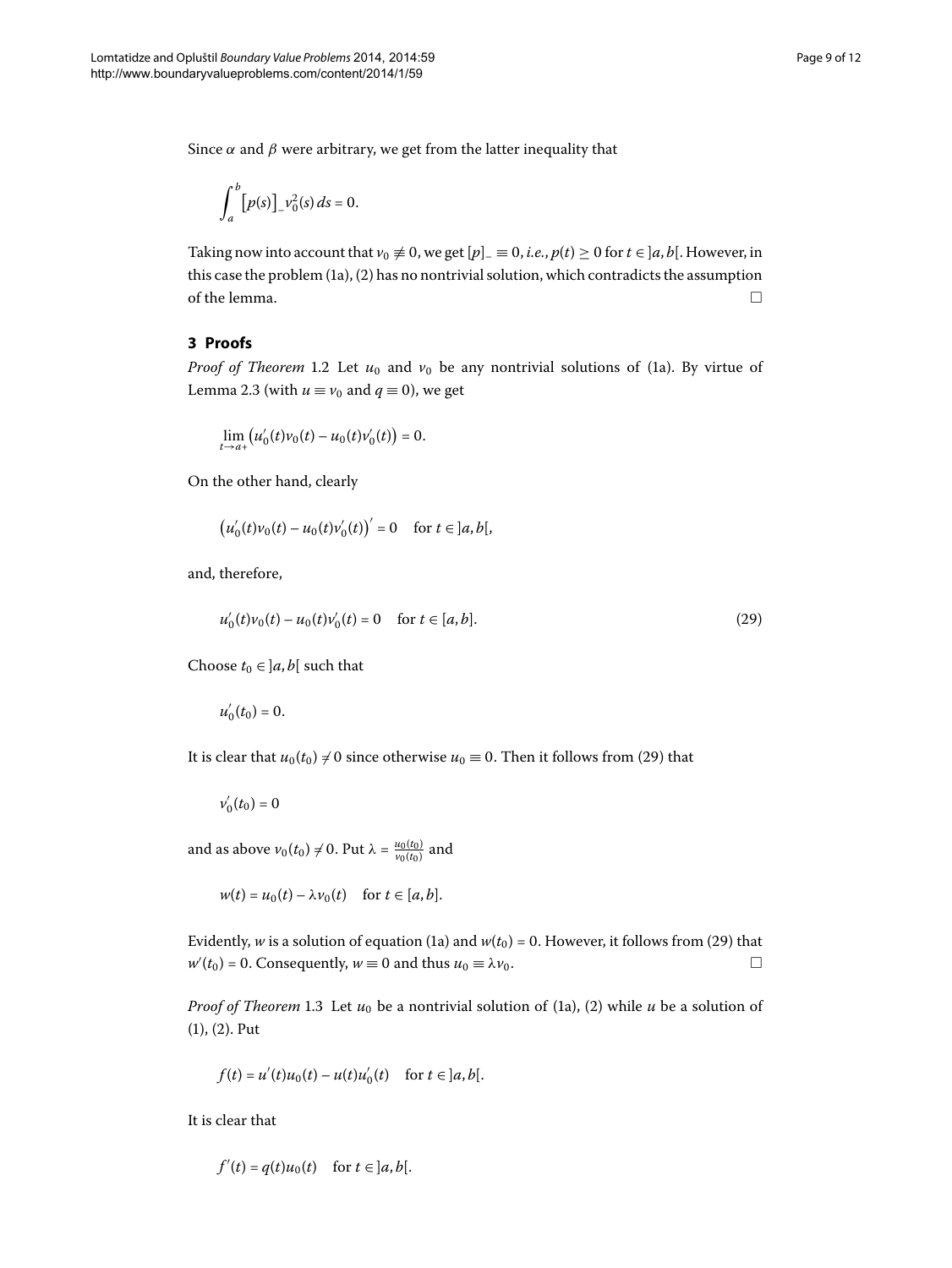Since $\alpha$ and $\beta$ were arbitrary, we get from the latter inequality that

$$\int_a^b \big[p(s)\big]_- v_0^2(s)\,ds = 0.$$

Taking now into account that $v_0 \not\equiv 0$, we get $[p]_- \equiv 0$, *i.e.*, $p(t) \geq 0$ for $t \in ]a,b[$. However, in this case the problem (1a), (2) has no nontrivial solution, which contradicts the assumption of the lemma. □

## 3 Proofs

*Proof of Theorem* 1.2 Let $u_0$ and $v_0$ be any nontrivial solutions of (1a). By virtue of Lemma 2.3 (with $u \equiv v_0$ and $q \equiv 0$), we get

$$\lim_{t\to a+}\big(u_0'(t)v_0(t) - u_0(t)v_0'(t)\big) = 0.$$

On the other hand, clearly

$$\big(u_0'(t)v_0(t) - u_0(t)v_0'(t)\big)' = 0 \quad \text{for } t \in ]a,b[,$$

and, therefore,

$$u_0'(t)v_0(t) - u_0(t)v_0'(t) = 0 \quad \text{for } t \in [a,b]. \tag{29}$$

Choose $t_0 \in ]a,b[$ such that

$$u_0'(t_0) = 0.$$

It is clear that $u_0(t_0) \neq 0$ since otherwise $u_0 \equiv 0$. Then it follows from (29) that

$$v_0'(t_0) = 0$$

and as above $v_0(t_0) \neq 0$. Put $\lambda = \frac{u_0(t_0)}{v_0(t_0)}$ and

$$w(t) = u_0(t) - \lambda v_0(t) \quad \text{for } t \in [a,b].$$

Evidently, $w$ is a solution of equation (1a) and $w(t_0) = 0$. However, it follows from (29) that $w'(t_0) = 0$. Consequently, $w \equiv 0$ and thus $u_0 \equiv \lambda v_0$. □

*Proof of Theorem* 1.3 Let $u_0$ be a nontrivial solution of (1a), (2) while $u$ be a solution of (1), (2). Put

$$f(t) = u'(t)u_0(t) - u(t)u_0'(t) \quad \text{for } t \in ]a,b[.$$

It is clear that

$$f'(t) = q(t)u_0(t) \quad \text{for } t \in ]a,b[.$$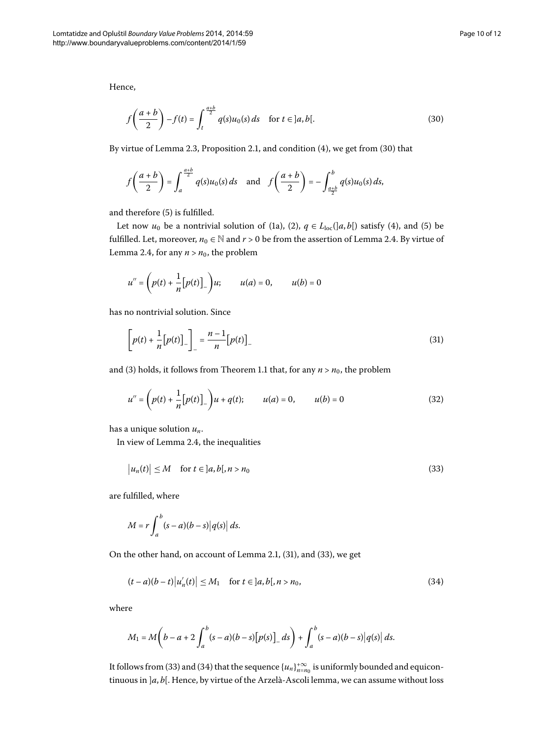Hence,

$$f\left(\frac{a+b}{2}\right) - f(t) = \int_t^{\frac{a+b}{2}} q(s)u_0(s)\,ds \quad \text{for } t \in ]a,b[. \tag{30}$$

By virtue of Lemma 2.3, Proposition 2.1, and condition (4), we get from (30) that

$$f\left(\frac{a+b}{2}\right) = \int_a^{\frac{a+b}{2}} q(s)u_0(s)\,ds \quad \text{and} \quad f\left(\frac{a+b}{2}\right) = -\int_{\frac{a+b}{2}}^b q(s)u_0(s)\,ds,$$

and therefore (5) is fulfilled.

Let now $u_0$ be a nontrivial solution of (1a), (2), $q \in L_{\text{loc}}(]a,b[)$ satisfy (4), and (5) be fulfilled. Let, moreover, $n_0 \in \mathbb{N}$ and $r > 0$ be from the assertion of Lemma 2.4. By virtue of Lemma 2.4, for any $n > n_0$, the problem

$$u'' = \left(p(t) + \frac{1}{n}\big[p(t)\big]_-\right)u; \qquad u(a) = 0, \qquad u(b) = 0$$

has no nontrivial solution. Since

$$\left[p(t) + \frac{1}{n}\big[p(t)\big]_-\right]_- = \frac{n-1}{n}\big[p(t)\big]_- \tag{31}$$

and (3) holds, it follows from Theorem 1.1 that, for any $n > n_0$, the problem

$$u'' = \left(p(t) + \frac{1}{n}\big[p(t)\big]_-\right)u + q(t); \qquad u(a) = 0, \qquad u(b) = 0 \tag{32}$$

has a unique solution $u_n$.

In view of Lemma 2.4, the inequalities

$$\big|u_n(t)\big| \le M \quad \text{for } t \in ]a,b[, n > n_0 \tag{33}$$

are fulfilled, where

$$M = r\int_a^b (s-a)(b-s)\big|q(s)\big|\,ds.$$

On the other hand, on account of Lemma 2.1, (31), and (33), we get

$$(t-a)(b-t)\big|u_n'(t)\big| \le M_1 \quad \text{for } t \in ]a,b[, n > n_0, \tag{34}$$

where

$$M_1 = M\left(b - a + 2\int_a^b (s-a)(b-s)\big[p(s)\big]_-\,ds\right) + \int_a^b (s-a)(b-s)\big|q(s)\big|\,ds.$$

It follows from (33) and (34) that the sequence $\{u_n\}_{n=n_0}^{+\infty}$ is uniformly bounded and equicontinuous in $]a,b[$. Hence, by virtue of the Arzelà-Ascoli lemma, we can assume without loss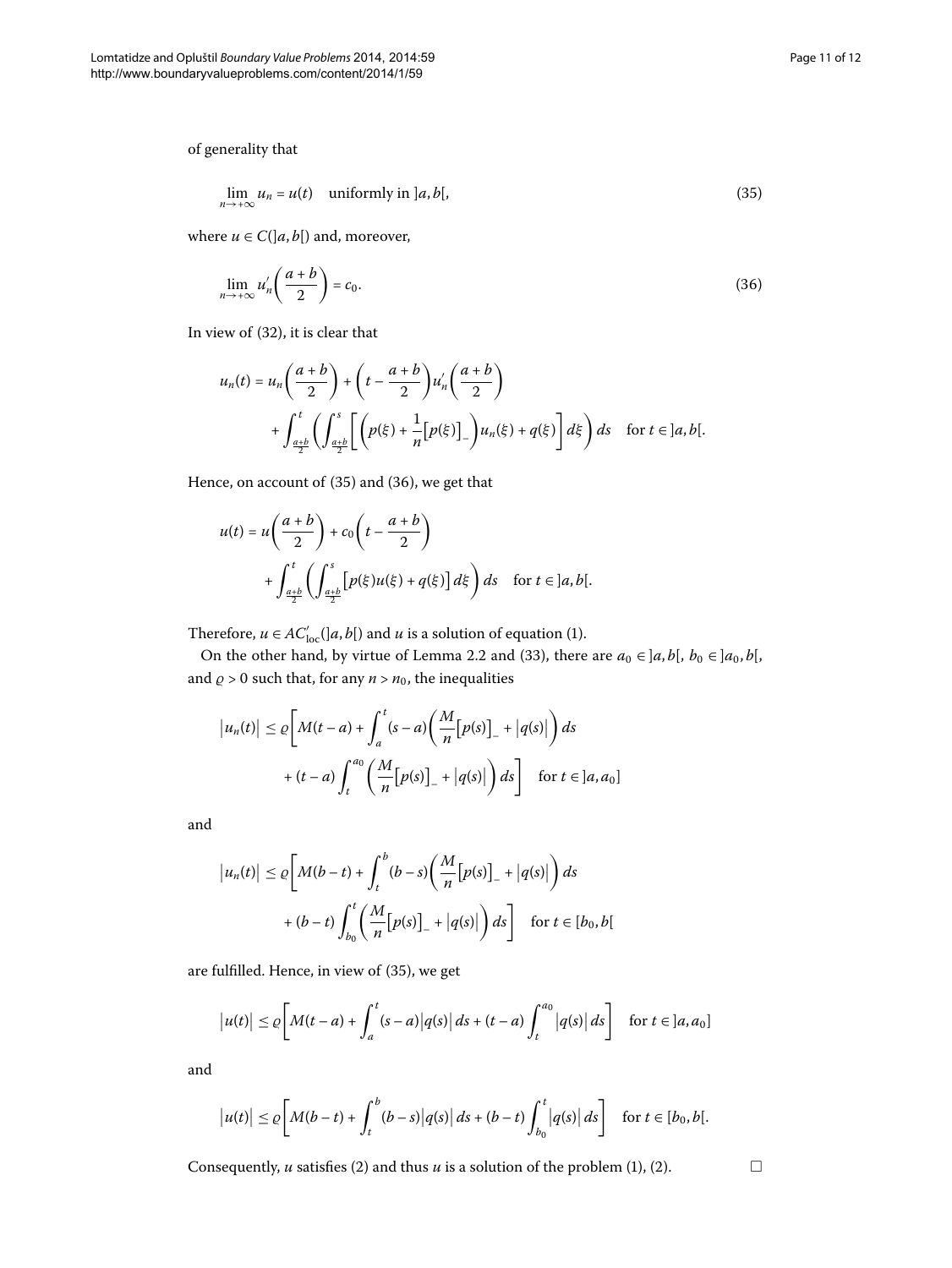of generality that

$$\lim_{n\to+\infty} u_n = u(t) \quad \text{uniformly in } ]a,b[, \tag{35}$$

where $u \in C(]a,b[)$ and, moreover,

$$\lim_{n\to+\infty} u_n'\left(\frac{a+b}{2}\right) = c_0. \tag{36}$$

In view of (32), it is clear that

$$\begin{aligned} u_n(t) = {} & u_n\left(\frac{a+b}{2}\right) + \left(t - \frac{a+b}{2}\right) u_n'\left(\frac{a+b}{2}\right) \\ & + \int_{\frac{a+b}{2}}^{t} \left( \int_{\frac{a+b}{2}}^{s} \left[ \left( p(\xi) + \frac{1}{n}\big[p(\xi)\big]_- \right) u_n(\xi) + q(\xi) \right] d\xi \right) ds \quad \text{for } t \in ]a,b[. \end{aligned}$$

Hence, on account of (35) and (36), we get that

$$\begin{aligned} u(t) = {} & u\left(\frac{a+b}{2}\right) + c_0\left(t - \frac{a+b}{2}\right) \\ & + \int_{\frac{a+b}{2}}^{t} \left( \int_{\frac{a+b}{2}}^{s} \big[ p(\xi)u(\xi) + q(\xi) \big] d\xi \right) ds \quad \text{for } t \in ]a,b[. \end{aligned}$$

Therefore, $u \in AC'_{\text{loc}}(]a,b[)$ and $u$ is a solution of equation (1).

On the other hand, by virtue of Lemma 2.2 and (33), there are $a_0 \in ]a,b[$, $b_0 \in ]a_0,b[$, and $\varrho > 0$ such that, for any $n > n_0$, the inequalities

$$\begin{aligned} \big|u_n(t)\big| \le \varrho \bigg[ & M(t-a) + \int_a^t (s-a)\left( \frac{M}{n}\big[p(s)\big]_- + \big|q(s)\big| \right) ds \\ & + (t-a)\int_t^{a_0} \left( \frac{M}{n}\big[p(s)\big]_- + \big|q(s)\big| \right) ds \bigg] \quad \text{for } t \in ]a,a_0] \end{aligned}$$

and

$$\begin{aligned} \big|u_n(t)\big| \le \varrho \bigg[ & M(b-t) + \int_t^b (b-s)\left( \frac{M}{n}\big[p(s)\big]_- + \big|q(s)\big| \right) ds \\ & + (b-t)\int_{b_0}^{t} \left( \frac{M}{n}\big[p(s)\big]_- + \big|q(s)\big| \right) ds \bigg] \quad \text{for } t \in [b_0,b[ \end{aligned}$$

are fulfilled. Hence, in view of (35), we get

$$\big|u(t)\big| \le \varrho \left[ M(t-a) + \int_a^t (s-a)\big|q(s)\big|\, ds + (t-a)\int_t^{a_0} \big|q(s)\big|\, ds \right] \quad \text{for } t \in ]a,a_0]$$

and

$$\big|u(t)\big| \le \varrho \left[ M(b-t) + \int_t^b (b-s)\big|q(s)\big|\, ds + (b-t)\int_{b_0}^{t} \big|q(s)\big|\, ds \right] \quad \text{for } t \in [b_0,b[.$$

Consequently, $u$ satisfies (2) and thus $u$ is a solution of the problem (1), (2). □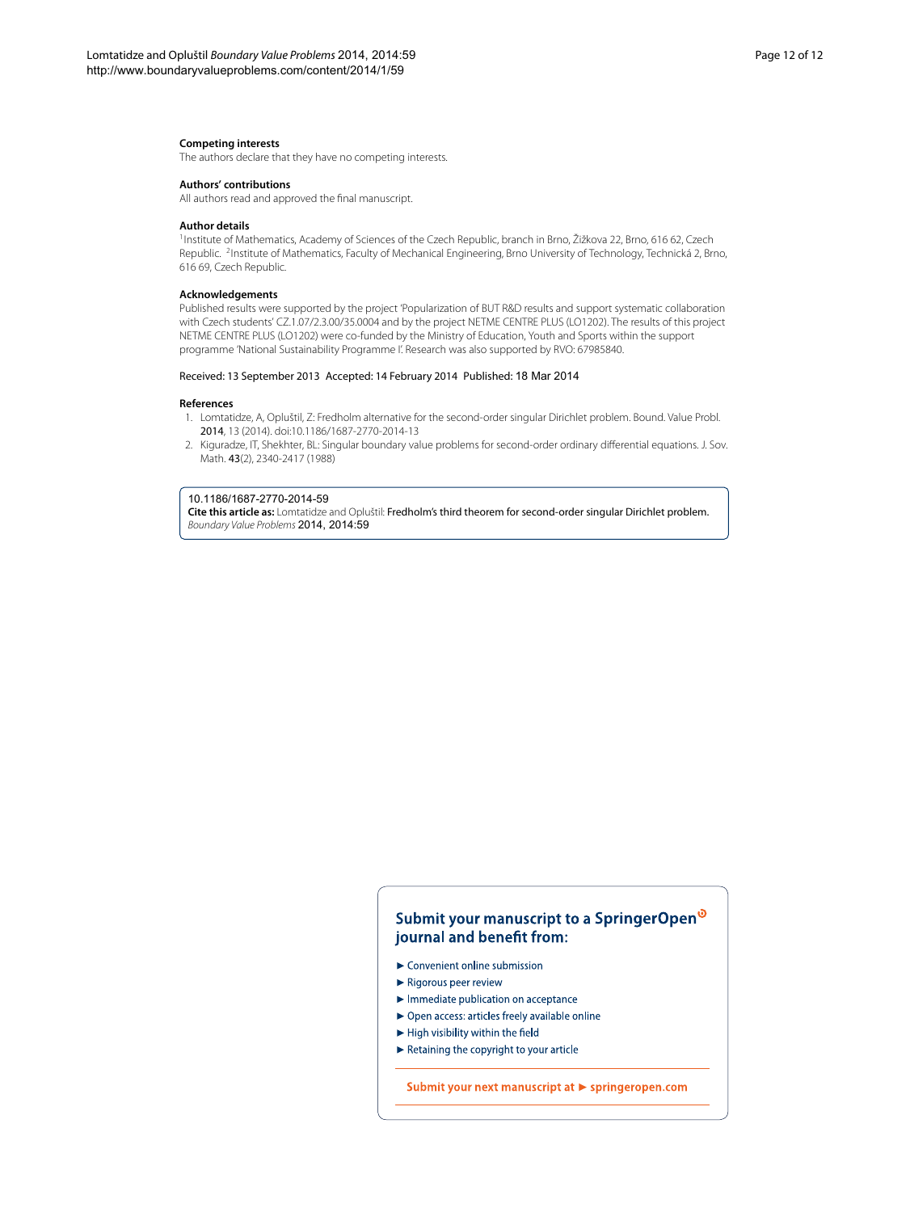### Competing interests

The authors declare that they have no competing interests.

### Authors' contributions

All authors read and approved the final manuscript.

### Author details

[1]Institute of Mathematics, Academy of Sciences of the Czech Republic, branch in Brno, Žižkova 22, Brno, 616 62, Czech Republic. [2]Institute of Mathematics, Faculty of Mechanical Engineering, Brno University of Technology, Technická 2, Brno, 616 69, Czech Republic.

### Acknowledgements

Published results were supported by the project 'Popularization of BUT R&D results and support systematic collaboration with Czech students' CZ.1.07/2.3.00/35.0004 and by the project NETME CENTRE PLUS (LO1202). The results of this project NETME CENTRE PLUS (LO1202) were co-funded by the Ministry of Education, Youth and Sports within the support programme 'National Sustainability Programme I'. Research was also supported by RVO: 67985840.

Received: 13 September 2013 Accepted: 14 February 2014 Published: 18 Mar 2014

### References

1. Lomtatidze, A, Opluštil, Z: Fredholm alternative for the second-order singular Dirichlet problem. Bound. Value Probl. **2014**, 13 (2014). doi:10.1186/1687-2770-2014-13
2. Kiguradze, IT, Shekhter, BL: Singular boundary value problems for second-order ordinary differential equations. J. Sov. Math. **43**(2), 2340-2417 (1988)

10.1186/1687-2770-2014-59

**Cite this article as:** Lomtatidze and Opluštil: Fredholm's third theorem for second-order singular Dirichlet problem. *Boundary Value Problems* 2014, 2014:59

**Submit your manuscript to a SpringerOpen journal and benefit from:**

- ► Convenient online submission
- ► Rigorous peer review
- ► Immediate publication on acceptance
- ► Open access: articles freely available online
- ► High visibility within the field
- ► Retaining the copyright to your article

**Submit your next manuscript at ► springeropen.com**